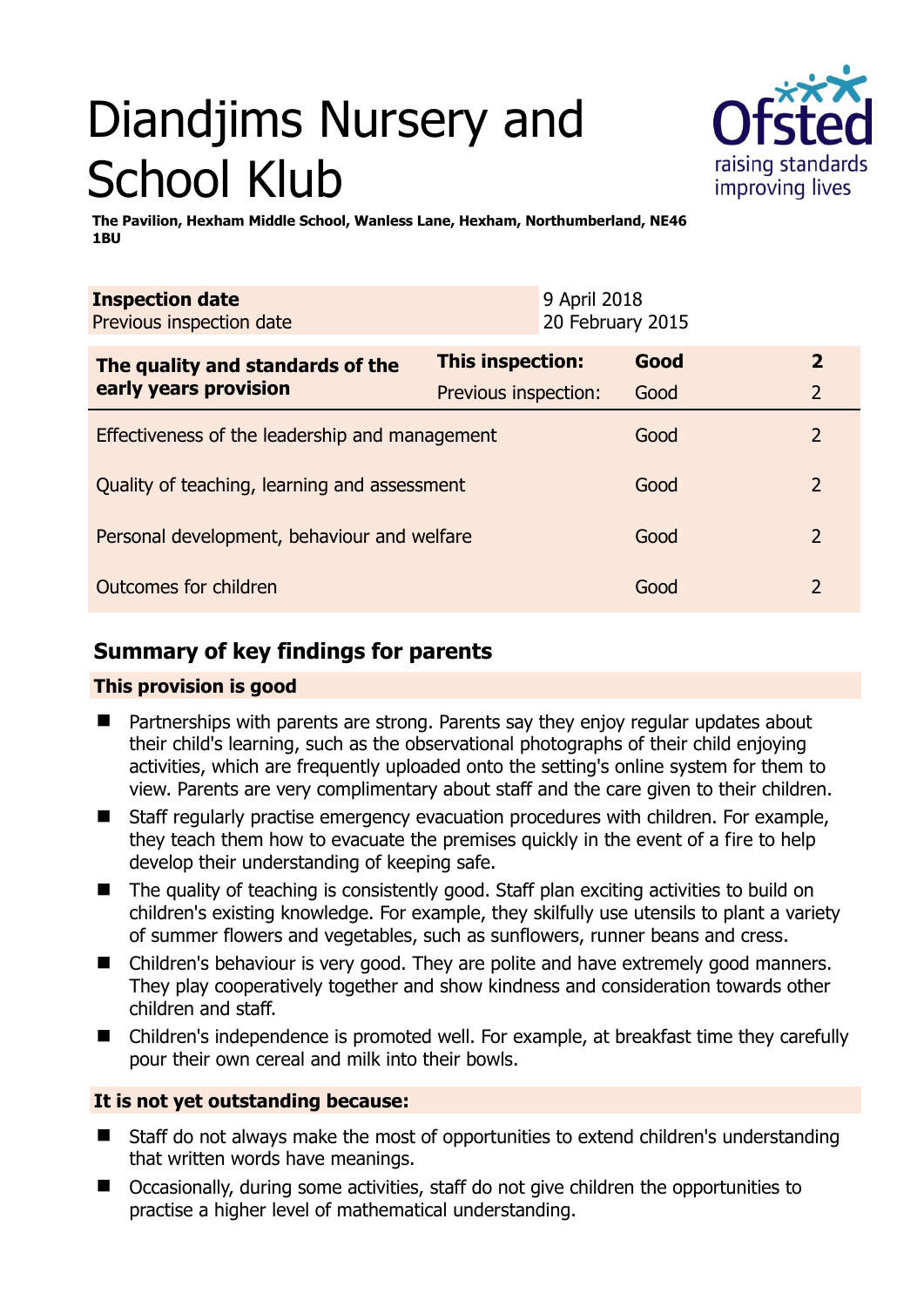# Diandjims Nursery and School Klub

**The Pavilion, Hexham Middle School, Wanless Lane, Hexham, Northumberland, NE46 1BU**

| **Inspection date** | 9 April 2018 |
|---|---|
| Previous inspection date | 20 February 2015 |

| **The quality and standards of the early years provision** | **This inspection:** | **Good** | **2** |
|---|---|---|---|
| | Previous inspection: | Good | 2 |
| Effectiveness of the leadership and management | | Good | 2 |
| Quality of teaching, learning and assessment | | Good | 2 |
| Personal development, behaviour and welfare | | Good | 2 |
| Outcomes for children | | Good | 2 |

## Summary of key findings for parents

### This provision is good

- Partnerships with parents are strong. Parents say they enjoy regular updates about their child's learning, such as the observational photographs of their child enjoying activities, which are frequently uploaded onto the setting's online system for them to view. Parents are very complimentary about staff and the care given to their children.
- Staff regularly practise emergency evacuation procedures with children. For example, they teach them how to evacuate the premises quickly in the event of a fire to help develop their understanding of keeping safe.
- The quality of teaching is consistently good. Staff plan exciting activities to build on children's existing knowledge. For example, they skilfully use utensils to plant a variety of summer flowers and vegetables, such as sunflowers, runner beans and cress.
- Children's behaviour is very good. They are polite and have extremely good manners. They play cooperatively together and show kindness and consideration towards other children and staff.
- Children's independence is promoted well. For example, at breakfast time they carefully pour their own cereal and milk into their bowls.

### It is not yet outstanding because:

- Staff do not always make the most of opportunities to extend children's understanding that written words have meanings.
- Occasionally, during some activities, staff do not give children the opportunities to practise a higher level of mathematical understanding.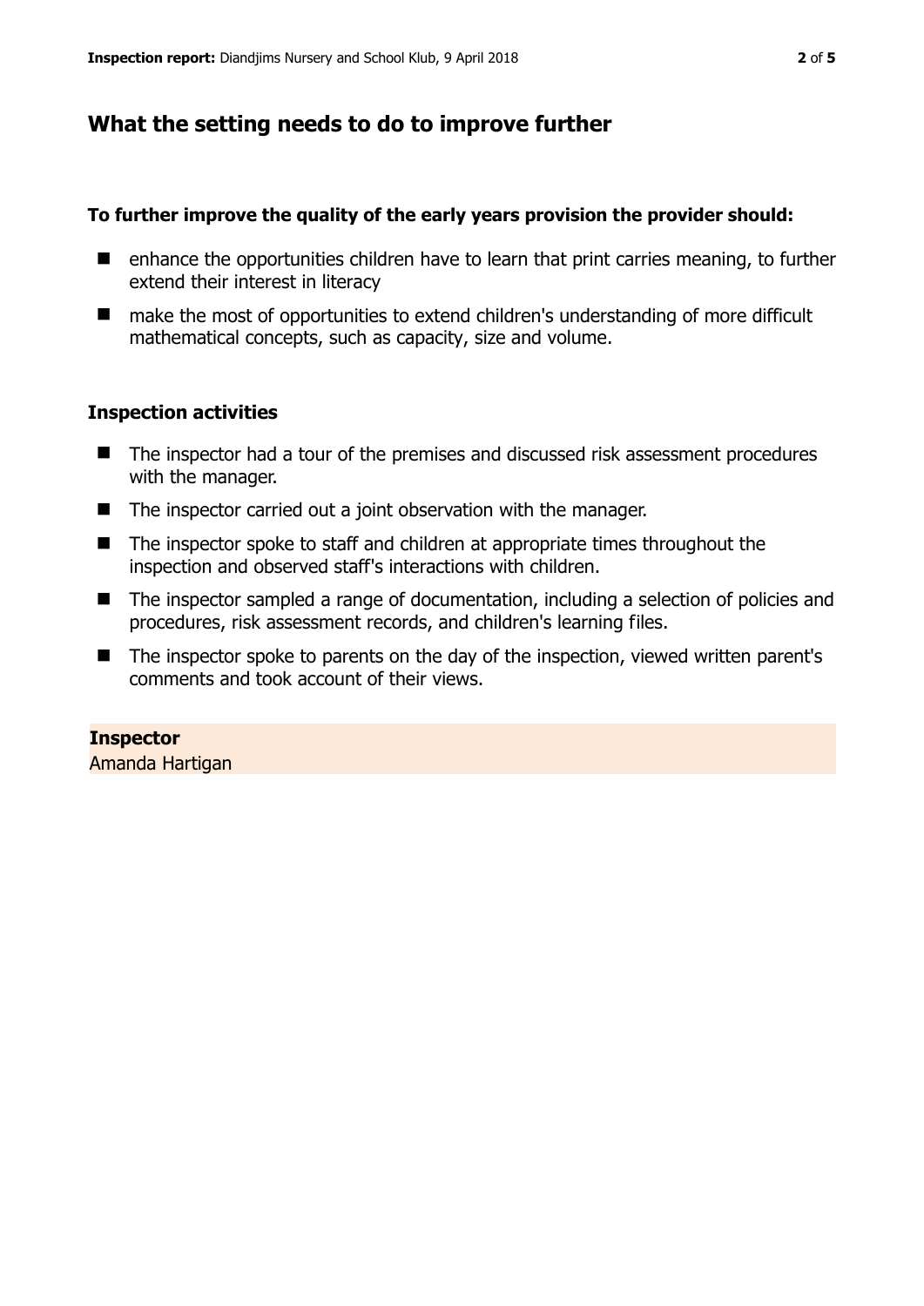## What the setting needs to do to improve further

**To further improve the quality of the early years provision the provider should:**

- enhance the opportunities children have to learn that print carries meaning, to further extend their interest in literacy
- make the most of opportunities to extend children's understanding of more difficult mathematical concepts, such as capacity, size and volume.

### Inspection activities

- The inspector had a tour of the premises and discussed risk assessment procedures with the manager.
- The inspector carried out a joint observation with the manager.
- The inspector spoke to staff and children at appropriate times throughout the inspection and observed staff's interactions with children.
- The inspector sampled a range of documentation, including a selection of policies and procedures, risk assessment records, and children's learning files.
- The inspector spoke to parents on the day of the inspection, viewed written parent's comments and took account of their views.

**Inspector**
Amanda Hartigan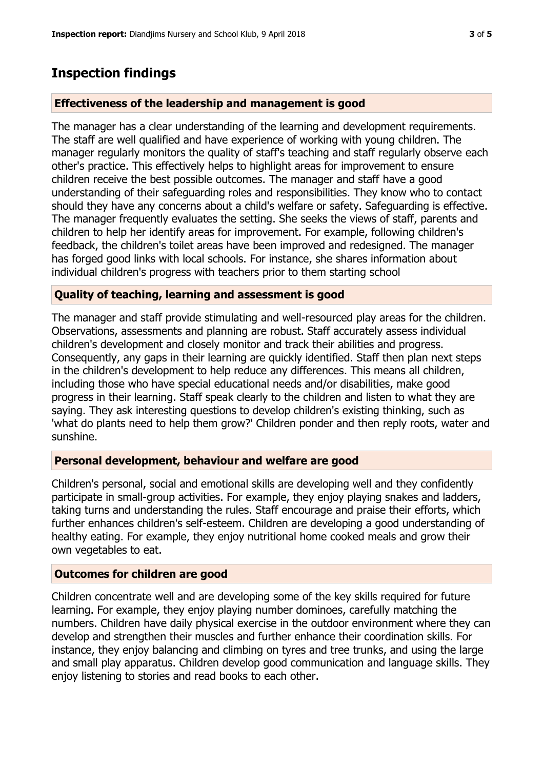## Inspection findings

### Effectiveness of the leadership and management is good

The manager has a clear understanding of the learning and development requirements. The staff are well qualified and have experience of working with young children. The manager regularly monitors the quality of staff's teaching and staff regularly observe each other's practice. This effectively helps to highlight areas for improvement to ensure children receive the best possible outcomes. The manager and staff have a good understanding of their safeguarding roles and responsibilities. They know who to contact should they have any concerns about a child's welfare or safety. Safeguarding is effective. The manager frequently evaluates the setting. She seeks the views of staff, parents and children to help her identify areas for improvement. For example, following children's feedback, the children's toilet areas have been improved and redesigned. The manager has forged good links with local schools. For instance, she shares information about individual children's progress with teachers prior to them starting school

### Quality of teaching, learning and assessment is good

The manager and staff provide stimulating and well-resourced play areas for the children. Observations, assessments and planning are robust. Staff accurately assess individual children's development and closely monitor and track their abilities and progress. Consequently, any gaps in their learning are quickly identified. Staff then plan next steps in the children's development to help reduce any differences. This means all children, including those who have special educational needs and/or disabilities, make good progress in their learning. Staff speak clearly to the children and listen to what they are saying. They ask interesting questions to develop children's existing thinking, such as 'what do plants need to help them grow?' Children ponder and then reply roots, water and sunshine.

### Personal development, behaviour and welfare are good

Children's personal, social and emotional skills are developing well and they confidently participate in small-group activities. For example, they enjoy playing snakes and ladders, taking turns and understanding the rules. Staff encourage and praise their efforts, which further enhances children's self-esteem. Children are developing a good understanding of healthy eating. For example, they enjoy nutritional home cooked meals and grow their own vegetables to eat.

### Outcomes for children are good

Children concentrate well and are developing some of the key skills required for future learning. For example, they enjoy playing number dominoes, carefully matching the numbers. Children have daily physical exercise in the outdoor environment where they can develop and strengthen their muscles and further enhance their coordination skills. For instance, they enjoy balancing and climbing on tyres and tree trunks, and using the large and small play apparatus. Children develop good communication and language skills. They enjoy listening to stories and read books to each other.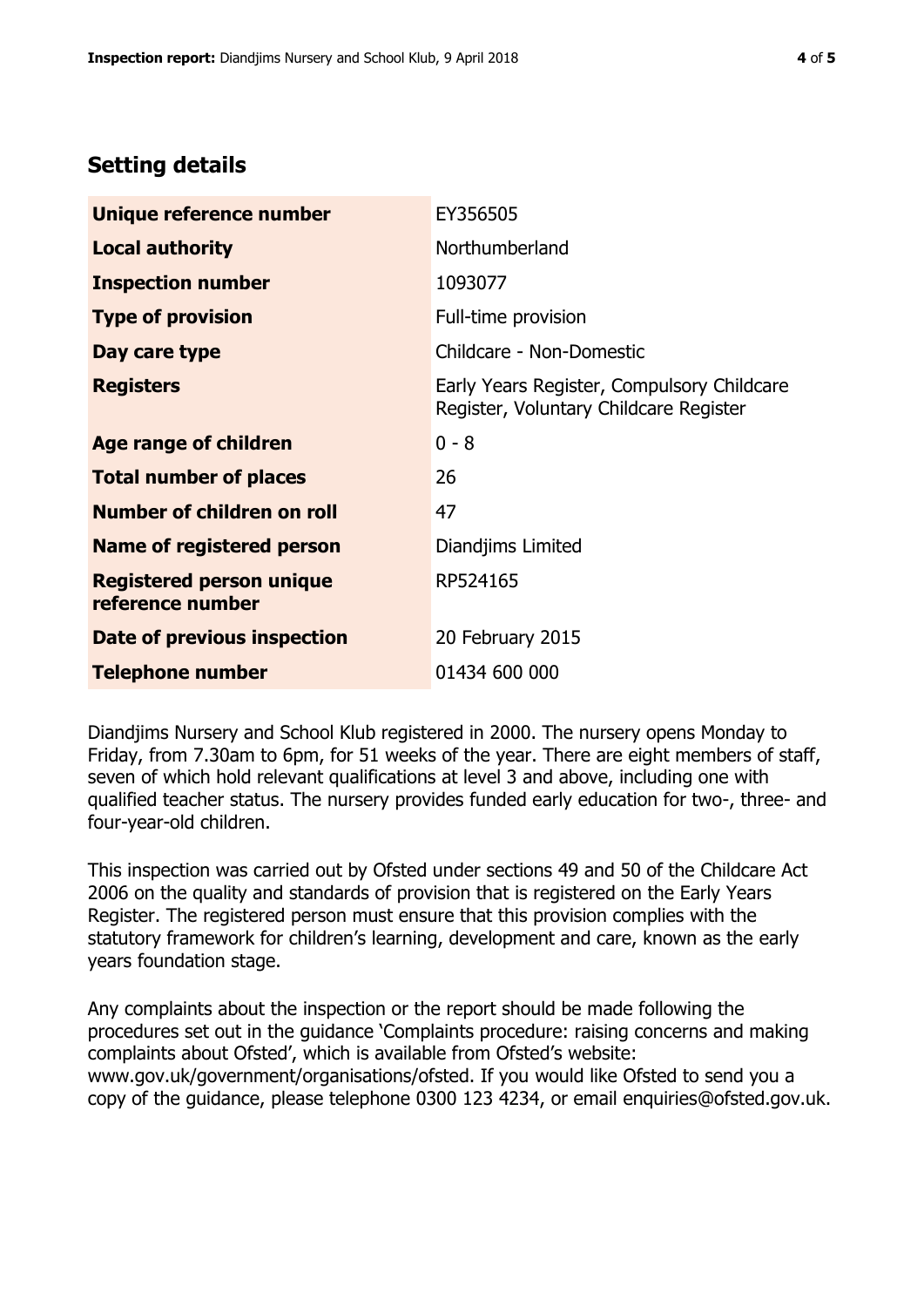## Setting details

| | |
|---|---|
| **Unique reference number** | EY356505 |
| **Local authority** | Northumberland |
| **Inspection number** | 1093077 |
| **Type of provision** | Full-time provision |
| **Day care type** | Childcare - Non-Domestic |
| **Registers** | Early Years Register, Compulsory Childcare Register, Voluntary Childcare Register |
| **Age range of children** | 0 - 8 |
| **Total number of places** | 26 |
| **Number of children on roll** | 47 |
| **Name of registered person** | Diandjims Limited |
| **Registered person unique reference number** | RP524165 |
| **Date of previous inspection** | 20 February 2015 |
| **Telephone number** | 01434 600 000 |

Diandjims Nursery and School Klub registered in 2000. The nursery opens Monday to Friday, from 7.30am to 6pm, for 51 weeks of the year. There are eight members of staff, seven of which hold relevant qualifications at level 3 and above, including one with qualified teacher status. The nursery provides funded early education for two-, three- and four-year-old children.

This inspection was carried out by Ofsted under sections 49 and 50 of the Childcare Act 2006 on the quality and standards of provision that is registered on the Early Years Register. The registered person must ensure that this provision complies with the statutory framework for children's learning, development and care, known as the early years foundation stage.

Any complaints about the inspection or the report should be made following the procedures set out in the guidance 'Complaints procedure: raising concerns and making complaints about Ofsted', which is available from Ofsted's website: www.gov.uk/government/organisations/ofsted. If you would like Ofsted to send you a copy of the guidance, please telephone 0300 123 4234, or email enquiries@ofsted.gov.uk.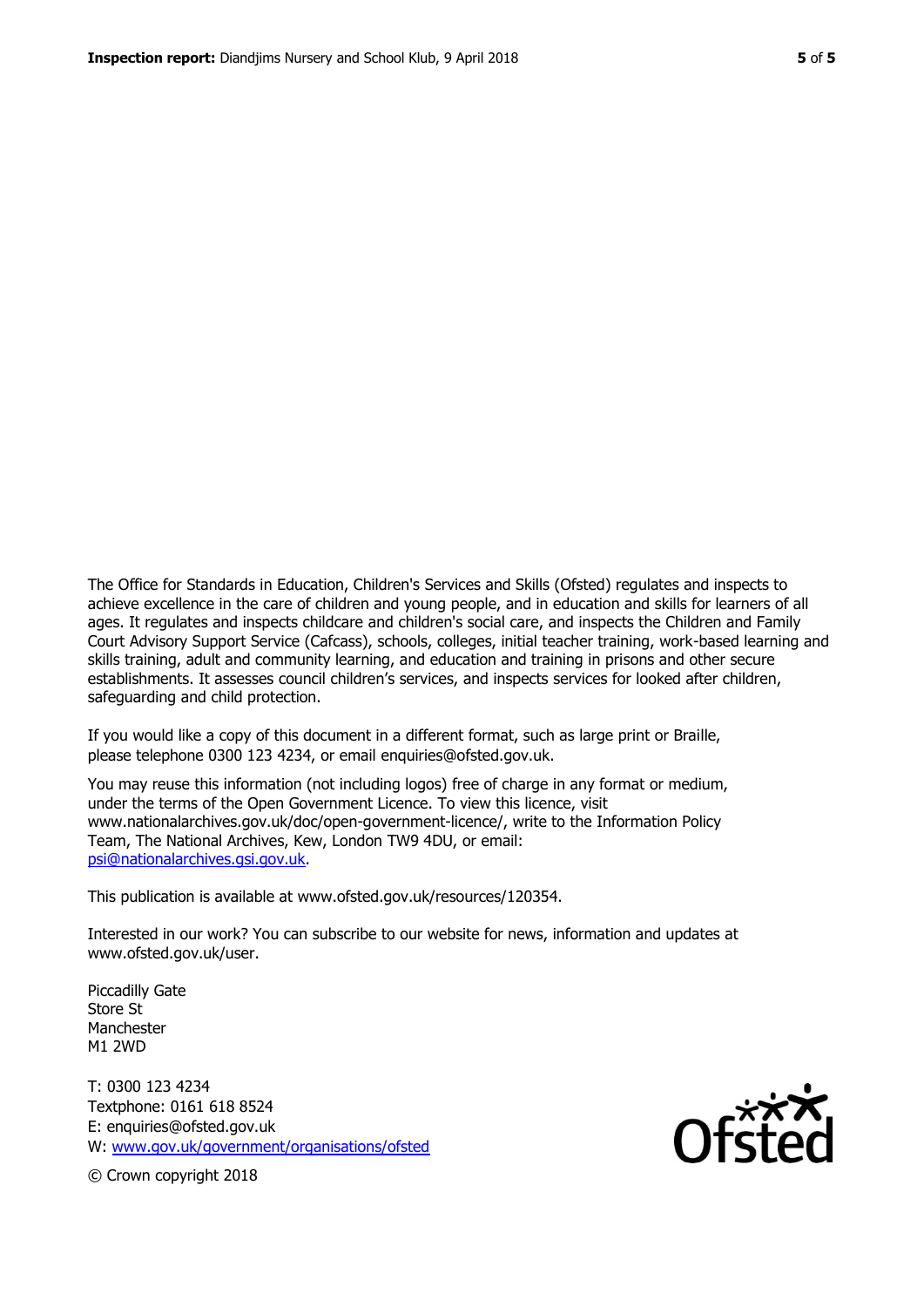The Office for Standards in Education, Children's Services and Skills (Ofsted) regulates and inspects to achieve excellence in the care of children and young people, and in education and skills for learners of all ages. It regulates and inspects childcare and children's social care, and inspects the Children and Family Court Advisory Support Service (Cafcass), schools, colleges, initial teacher training, work-based learning and skills training, adult and community learning, and education and training in prisons and other secure establishments. It assesses council children's services, and inspects services for looked after children, safeguarding and child protection.

If you would like a copy of this document in a different format, such as large print or Braille, please telephone 0300 123 4234, or email enquiries@ofsted.gov.uk.

You may reuse this information (not including logos) free of charge in any format or medium, under the terms of the Open Government Licence. To view this licence, visit www.nationalarchives.gov.uk/doc/open-government-licence/, write to the Information Policy Team, The National Archives, Kew, London TW9 4DU, or email: psi@nationalarchives.gsi.gov.uk.

This publication is available at www.ofsted.gov.uk/resources/120354.

Interested in our work? You can subscribe to our website for news, information and updates at www.ofsted.gov.uk/user.

Piccadilly Gate
Store St
Manchester
M1 2WD

T: 0300 123 4234
Textphone: 0161 618 8524
E: enquiries@ofsted.gov.uk
W: www.gov.uk/government/organisations/ofsted

© Crown copyright 2018

Ofsted